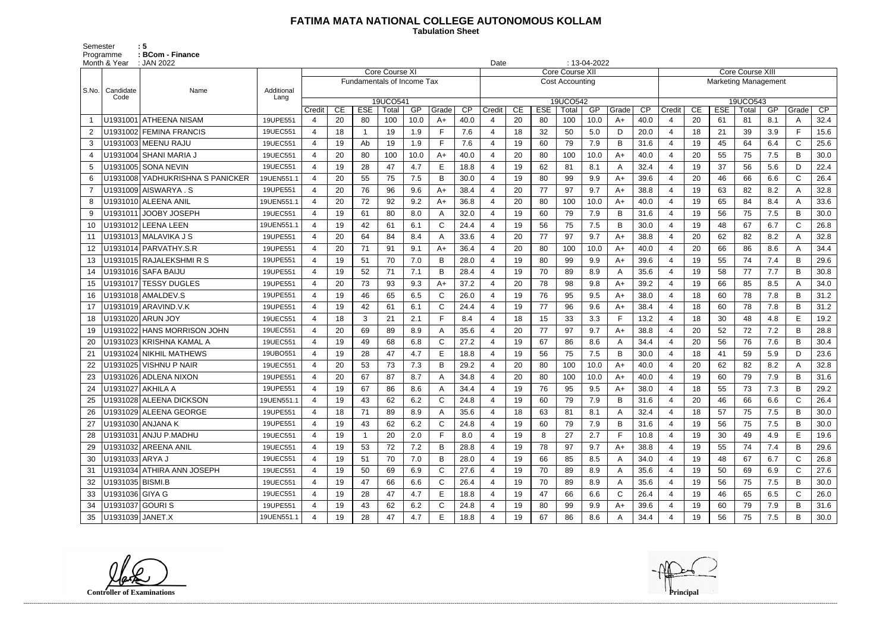# FATIMA MATA NATIONAL COLLEGE AUTONOMOUS KOLLAM

**Tabulation Sheet**

Semester : 5
Programme : BCom - Finance
Month & Year : JAN 2022
Date : 13-04-2022

| S.No. | Candidate Code | Name | Additional Lang | Core Course XI | | | | | | | Core Course XII | | | | | | | Core Course XIII | | | | | | |
|---|---|---|---|---|---|---|---|---|---|---|---|---|---|---|---|---|---|---|---|---|---|---|---|---|
| | | | | Fundamentals of Income Tax | | | | | | | Cost Accounting | | | | | | | Marketing Management | | | | | | |
| | | | | 19UCO541 | | | | | | | 19UCO542 | | | | | | | 19UCO543 | | | | | | |
| | | | | Credit | CE | ESE | Total | GP | Grade | CP | Credit | CE | ESE | Total | GP | Grade | CP | Credit | CE | ESE | Total | GP | Grade | CP |
| 1 | U1931001 | ATHEENA NISAM | 19UPE551 | 4 | 20 | 80 | 100 | 10.0 | A+ | 40.0 | 4 | 20 | 80 | 100 | 10.0 | A+ | 40.0 | 4 | 20 | 61 | 81 | 8.1 | A | 32.4 |
| 2 | U1931002 | FEMINA FRANCIS | 19UEC551 | 4 | 18 | 1 | 19 | 1.9 | F | 7.6 | 4 | 18 | 32 | 50 | 5.0 | D | 20.0 | 4 | 18 | 21 | 39 | 3.9 | F | 15.6 |
| 3 | U1931003 | MEENU RAJU | 19UEC551 | 4 | 19 | Ab | 19 | 1.9 | F | 7.6 | 4 | 19 | 60 | 79 | 7.9 | B | 31.6 | 4 | 19 | 45 | 64 | 6.4 | C | 25.6 |
| 4 | U1931004 | SHANI MARIA J | 19UEC551 | 4 | 20 | 80 | 100 | 10.0 | A+ | 40.0 | 4 | 20 | 80 | 100 | 10.0 | A+ | 40.0 | 4 | 20 | 55 | 75 | 7.5 | B | 30.0 |
| 5 | U1931005 | SONA NEVIN | 19UEC551 | 4 | 19 | 28 | 47 | 4.7 | E | 18.8 | 4 | 19 | 62 | 81 | 8.1 | A | 32.4 | 4 | 19 | 37 | 56 | 5.6 | D | 22.4 |
| 6 | U1931008 | YADHUKRISHNA S PANICKER | 19UEN551.1 | 4 | 20 | 55 | 75 | 7.5 | B | 30.0 | 4 | 19 | 80 | 99 | 9.9 | A+ | 39.6 | 4 | 20 | 46 | 66 | 6.6 | C | 26.4 |
| 7 | U1931009 | AISWARYA . S | 19UPE551 | 4 | 20 | 76 | 96 | 9.6 | A+ | 38.4 | 4 | 20 | 77 | 97 | 9.7 | A+ | 38.8 | 4 | 19 | 63 | 82 | 8.2 | A | 32.8 |
| 8 | U1931010 | ALEENA ANIL | 19UEN551.1 | 4 | 20 | 72 | 92 | 9.2 | A+ | 36.8 | 4 | 20 | 80 | 100 | 10.0 | A+ | 40.0 | 4 | 19 | 65 | 84 | 8.4 | A | 33.6 |
| 9 | U1931011 | JOOBY JOSEPH | 19UEC551 | 4 | 19 | 61 | 80 | 8.0 | A | 32.0 | 4 | 19 | 60 | 79 | 7.9 | B | 31.6 | 4 | 19 | 56 | 75 | 7.5 | B | 30.0 |
| 10 | U1931012 | LEENA LEEN | 19UEN551.1 | 4 | 19 | 42 | 61 | 6.1 | C | 24.4 | 4 | 19 | 56 | 75 | 7.5 | B | 30.0 | 4 | 19 | 48 | 67 | 6.7 | C | 26.8 |
| 11 | U1931013 | MALAVIKA J S | 19UPE551 | 4 | 20 | 64 | 84 | 8.4 | A | 33.6 | 4 | 20 | 77 | 97 | 9.7 | A+ | 38.8 | 4 | 20 | 62 | 82 | 8.2 | A | 32.8 |
| 12 | U1931014 | PARVATHY.S.R | 19UPE551 | 4 | 20 | 71 | 91 | 9.1 | A+ | 36.4 | 4 | 20 | 80 | 100 | 10.0 | A+ | 40.0 | 4 | 20 | 66 | 86 | 8.6 | A | 34.4 |
| 13 | U1931015 | RAJALEKSHMI R S | 19UPE551 | 4 | 19 | 51 | 70 | 7.0 | B | 28.0 | 4 | 19 | 80 | 99 | 9.9 | A+ | 39.6 | 4 | 19 | 55 | 74 | 7.4 | B | 29.6 |
| 14 | U1931016 | SAFA BAIJU | 19UPE551 | 4 | 19 | 52 | 71 | 7.1 | B | 28.4 | 4 | 19 | 70 | 89 | 8.9 | A | 35.6 | 4 | 19 | 58 | 77 | 7.7 | B | 30.8 |
| 15 | U1931017 | TESSY DUGLES | 19UPE551 | 4 | 20 | 73 | 93 | 9.3 | A+ | 37.2 | 4 | 20 | 78 | 98 | 9.8 | A+ | 39.2 | 4 | 19 | 66 | 85 | 8.5 | A | 34.0 |
| 16 | U1931018 | AMALDEV.S | 19UPE551 | 4 | 19 | 46 | 65 | 6.5 | C | 26.0 | 4 | 19 | 76 | 95 | 9.5 | A+ | 38.0 | 4 | 18 | 60 | 78 | 7.8 | B | 31.2 |
| 17 | U1931019 | ARAVIND.V.K | 19UPE551 | 4 | 19 | 42 | 61 | 6.1 | C | 24.4 | 4 | 19 | 77 | 96 | 9.6 | A+ | 38.4 | 4 | 18 | 60 | 78 | 7.8 | B | 31.2 |
| 18 | U1931020 | ARUN JOY | 19UEC551 | 4 | 18 | 3 | 21 | 2.1 | F | 8.4 | 4 | 18 | 15 | 33 | 3.3 | F | 13.2 | 4 | 18 | 30 | 48 | 4.8 | E | 19.2 |
| 19 | U1931022 | HANS MORRISON JOHN | 19UEC551 | 4 | 20 | 69 | 89 | 8.9 | A | 35.6 | 4 | 20 | 77 | 97 | 9.7 | A+ | 38.8 | 4 | 20 | 52 | 72 | 7.2 | B | 28.8 |
| 20 | U1931023 | KRISHNA KAMAL A | 19UEC551 | 4 | 19 | 49 | 68 | 6.8 | C | 27.2 | 4 | 19 | 67 | 86 | 8.6 | A | 34.4 | 4 | 20 | 56 | 76 | 7.6 | B | 30.4 |
| 21 | U1931024 | NIKHIL MATHEWS | 19UBO551 | 4 | 19 | 28 | 47 | 4.7 | E | 18.8 | 4 | 19 | 56 | 75 | 7.5 | B | 30.0 | 4 | 18 | 41 | 59 | 5.9 | D | 23.6 |
| 22 | U1931025 | VISHNU P NAIR | 19UEC551 | 4 | 20 | 53 | 73 | 7.3 | B | 29.2 | 4 | 20 | 80 | 100 | 10.0 | A+ | 40.0 | 4 | 20 | 62 | 82 | 8.2 | A | 32.8 |
| 23 | U1931026 | ADLENA NIXON | 19UPE551 | 4 | 20 | 67 | 87 | 8.7 | A | 34.8 | 4 | 20 | 80 | 100 | 10.0 | A+ | 40.0 | 4 | 19 | 60 | 79 | 7.9 | B | 31.6 |
| 24 | U1931027 | AKHILA A | 19UPE551 | 4 | 19 | 67 | 86 | 8.6 | A | 34.4 | 4 | 19 | 76 | 95 | 9.5 | A+ | 38.0 | 4 | 18 | 55 | 73 | 7.3 | B | 29.2 |
| 25 | U1931028 | ALEENA DICKSON | 19UEN551.1 | 4 | 19 | 43 | 62 | 6.2 | C | 24.8 | 4 | 19 | 60 | 79 | 7.9 | B | 31.6 | 4 | 20 | 46 | 66 | 6.6 | C | 26.4 |
| 26 | U1931029 | ALEENA GEORGE | 19UPE551 | 4 | 18 | 71 | 89 | 8.9 | A | 35.6 | 4 | 18 | 63 | 81 | 8.1 | A | 32.4 | 4 | 18 | 57 | 75 | 7.5 | B | 30.0 |
| 27 | U1931030 | ANJANA K | 19UPE551 | 4 | 19 | 43 | 62 | 6.2 | C | 24.8 | 4 | 19 | 60 | 79 | 7.9 | B | 31.6 | 4 | 19 | 56 | 75 | 7.5 | B | 30.0 |
| 28 | U1931031 | ANJU P.MADHU | 19UEC551 | 4 | 19 | 1 | 20 | 2.0 | F | 8.0 | 4 | 19 | 8 | 27 | 2.7 | F | 10.8 | 4 | 19 | 30 | 49 | 4.9 | E | 19.6 |
| 29 | U1931032 | AREENA ANIL | 19UEC551 | 4 | 19 | 53 | 72 | 7.2 | B | 28.8 | 4 | 19 | 78 | 97 | 9.7 | A+ | 38.8 | 4 | 19 | 55 | 74 | 7.4 | B | 29.6 |
| 30 | U1931033 | ARYA J | 19UEC551 | 4 | 19 | 51 | 70 | 7.0 | B | 28.0 | 4 | 19 | 66 | 85 | 8.5 | A | 34.0 | 4 | 19 | 48 | 67 | 6.7 | C | 26.8 |
| 31 | U1931034 | ATHIRA ANN JOSEPH | 19UEC551 | 4 | 19 | 50 | 69 | 6.9 | C | 27.6 | 4 | 19 | 70 | 89 | 8.9 | A | 35.6 | 4 | 19 | 50 | 69 | 6.9 | C | 27.6 |
| 32 | U1931035 | BISMI.B | 19UEC551 | 4 | 19 | 47 | 66 | 6.6 | C | 26.4 | 4 | 19 | 70 | 89 | 8.9 | A | 35.6 | 4 | 19 | 56 | 75 | 7.5 | B | 30.0 |
| 33 | U1931036 | GIYA G | 19UEC551 | 4 | 19 | 28 | 47 | 4.7 | E | 18.8 | 4 | 19 | 47 | 66 | 6.6 | C | 26.4 | 4 | 19 | 46 | 65 | 6.5 | C | 26.0 |
| 34 | U1931037 | GOURI S | 19UPE551 | 4 | 19 | 43 | 62 | 6.2 | C | 24.8 | 4 | 19 | 80 | 99 | 9.9 | A+ | 39.6 | 4 | 19 | 60 | 79 | 7.9 | B | 31.6 |
| 35 | U1931039 | JANET.X | 19UEN551.1 | 4 | 19 | 28 | 47 | 4.7 | E | 18.8 | 4 | 19 | 67 | 86 | 8.6 | A | 34.4 | 4 | 19 | 56 | 75 | 7.5 | B | 30.0 |

Controller of Examinations

Principal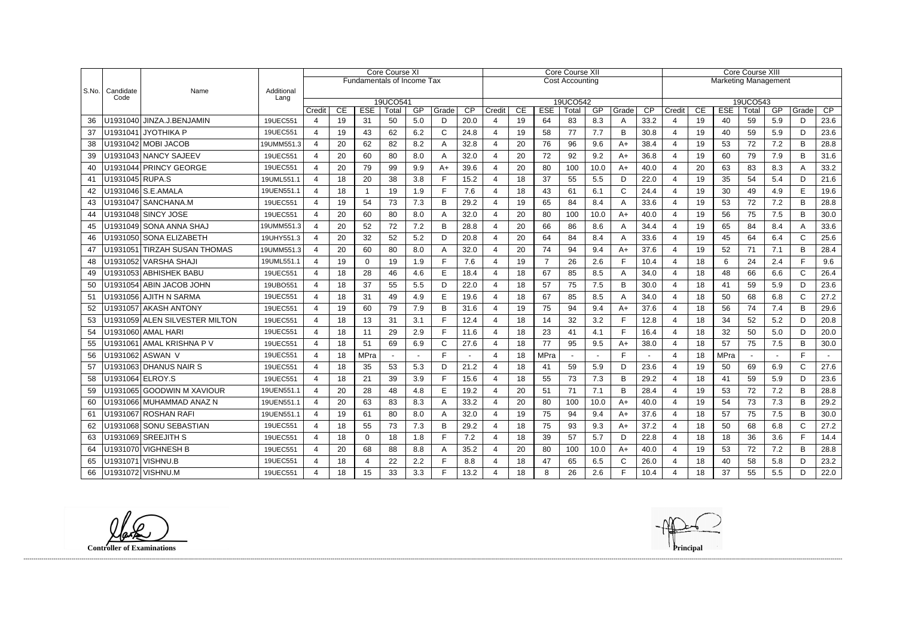| S.No. | Candidate Code | Name | Additional Lang | Core Course XI Fundamentals of Income Tax 19UCO541 | | | | | | | Core Course XII Cost Accounting 19UCO542 | | | | | | | Core Course XIII Marketing Management 19UCO543 | | | | | | |
|---|---|---|---|---|---|---|---|---|---|---|---|---|---|---|---|---|---|---|---|---|---|---|---|---|
| | | | | Credit | CE | ESE | Total | GP | Grade | CP | Credit | CE | ESE | Total | GP | Grade | CP | Credit | CE | ESE | Total | GP | Grade | CP |
| 36 | U1931040 | JINZA.J.BENJAMIN | 19UEC551 | 4 | 19 | 31 | 50 | 5.0 | D | 20.0 | 4 | 19 | 64 | 83 | 8.3 | A | 33.2 | 4 | 19 | 40 | 59 | 5.9 | D | 23.6 |
| 37 | U1931041 | JYOTHIKA P | 19UEC551 | 4 | 19 | 43 | 62 | 6.2 | C | 24.8 | 4 | 19 | 58 | 77 | 7.7 | B | 30.8 | 4 | 19 | 40 | 59 | 5.9 | D | 23.6 |
| 38 | U1931042 | MOBI JACOB | 19UMM551.3 | 4 | 20 | 62 | 82 | 8.2 | A | 32.8 | 4 | 20 | 76 | 96 | 9.6 | A+ | 38.4 | 4 | 19 | 53 | 72 | 7.2 | B | 28.8 |
| 39 | U1931043 | NANCY SAJEEV | 19UEC551 | 4 | 20 | 60 | 80 | 8.0 | A | 32.0 | 4 | 20 | 72 | 92 | 9.2 | A+ | 36.8 | 4 | 19 | 60 | 79 | 7.9 | B | 31.6 |
| 40 | U1931044 | PRINCY GEORGE | 19UEC551 | 4 | 20 | 79 | 99 | 9.9 | A+ | 39.6 | 4 | 20 | 80 | 100 | 10.0 | A+ | 40.0 | 4 | 20 | 63 | 83 | 8.3 | A | 33.2 |
| 41 | U1931045 | RUPA.S | 19UML551.1 | 4 | 18 | 20 | 38 | 3.8 | F | 15.2 | 4 | 18 | 37 | 55 | 5.5 | D | 22.0 | 4 | 19 | 35 | 54 | 5.4 | D | 21.6 |
| 42 | U1931046 | S.E.AMALA | 19UEN551.1 | 4 | 18 | 1 | 19 | 1.9 | F | 7.6 | 4 | 18 | 43 | 61 | 6.1 | C | 24.4 | 4 | 19 | 30 | 49 | 4.9 | E | 19.6 |
| 43 | U1931047 | SANCHANA.M | 19UEC551 | 4 | 19 | 54 | 73 | 7.3 | B | 29.2 | 4 | 19 | 65 | 84 | 8.4 | A | 33.6 | 4 | 19 | 53 | 72 | 7.2 | B | 28.8 |
| 44 | U1931048 | SINCY JOSE | 19UEC551 | 4 | 20 | 60 | 80 | 8.0 | A | 32.0 | 4 | 20 | 80 | 100 | 10.0 | A+ | 40.0 | 4 | 19 | 56 | 75 | 7.5 | B | 30.0 |
| 45 | U1931049 | SONA ANNA SHAJ | 19UMM551.3 | 4 | 20 | 52 | 72 | 7.2 | B | 28.8 | 4 | 20 | 66 | 86 | 8.6 | A | 34.4 | 4 | 19 | 65 | 84 | 8.4 | A | 33.6 |
| 46 | U1931050 | SONA ELIZABETH | 19UHY551.3 | 4 | 20 | 32 | 52 | 5.2 | D | 20.8 | 4 | 20 | 64 | 84 | 8.4 | A | 33.6 | 4 | 19 | 45 | 64 | 6.4 | C | 25.6 |
| 47 | U1931051 | TIRZAH SUSAN THOMAS | 19UMM551.3 | 4 | 20 | 60 | 80 | 8.0 | A | 32.0 | 4 | 20 | 74 | 94 | 9.4 | A+ | 37.6 | 4 | 19 | 52 | 71 | 7.1 | B | 28.4 |
| 48 | U1931052 | VARSHA SHAJI | 19UML551.1 | 4 | 19 | 0 | 19 | 1.9 | F | 7.6 | 4 | 19 | 7 | 26 | 2.6 | F | 10.4 | 4 | 18 | 6 | 24 | 2.4 | F | 9.6 |
| 49 | U1931053 | ABHISHEK BABU | 19UEC551 | 4 | 18 | 28 | 46 | 4.6 | E | 18.4 | 4 | 18 | 67 | 85 | 8.5 | A | 34.0 | 4 | 18 | 48 | 66 | 6.6 | C | 26.4 |
| 50 | U1931054 | ABIN JACOB JOHN | 19UBO551 | 4 | 18 | 37 | 55 | 5.5 | D | 22.0 | 4 | 18 | 57 | 75 | 7.5 | B | 30.0 | 4 | 18 | 41 | 59 | 5.9 | D | 23.6 |
| 51 | U1931056 | AJITH N SARMA | 19UEC551 | 4 | 18 | 31 | 49 | 4.9 | E | 19.6 | 4 | 18 | 67 | 85 | 8.5 | A | 34.0 | 4 | 18 | 50 | 68 | 6.8 | C | 27.2 |
| 52 | U1931057 | AKASH ANTONY | 19UEC551 | 4 | 19 | 60 | 79 | 7.9 | B | 31.6 | 4 | 19 | 75 | 94 | 9.4 | A+ | 37.6 | 4 | 18 | 56 | 74 | 7.4 | B | 29.6 |
| 53 | U1931059 | ALEN SILVESTER MILTON | 19UEC551 | 4 | 18 | 13 | 31 | 3.1 | F | 12.4 | 4 | 18 | 14 | 32 | 3.2 | F | 12.8 | 4 | 18 | 34 | 52 | 5.2 | D | 20.8 |
| 54 | U1931060 | AMAL HARI | 19UEC551 | 4 | 18 | 11 | 29 | 2.9 | F | 11.6 | 4 | 18 | 23 | 41 | 4.1 | F | 16.4 | 4 | 18 | 32 | 50 | 5.0 | D | 20.0 |
| 55 | U1931061 | AMAL KRISHNA P V | 19UEC551 | 4 | 18 | 51 | 69 | 6.9 | C | 27.6 | 4 | 18 | 77 | 95 | 9.5 | A+ | 38.0 | 4 | 18 | 57 | 75 | 7.5 | B | 30.0 |
| 56 | U1931062 | ASWAN V | 19UEC551 | 4 | 18 | MPra | - | - | F | - | 4 | 18 | MPra | - | - | F | - | 4 | 18 | MPra | - | - | F | - |
| 57 | U1931063 | DHANUS NAIR S | 19UEC551 | 4 | 18 | 35 | 53 | 5.3 | D | 21.2 | 4 | 18 | 41 | 59 | 5.9 | D | 23.6 | 4 | 19 | 50 | 69 | 6.9 | C | 27.6 |
| 58 | U1931064 | ELROY.S | 19UEC551 | 4 | 18 | 21 | 39 | 3.9 | F | 15.6 | 4 | 18 | 55 | 73 | 7.3 | B | 29.2 | 4 | 18 | 41 | 59 | 5.9 | D | 23.6 |
| 59 | U1931065 | GOODWIN M XAVIOUR | 19UEN551.1 | 4 | 20 | 28 | 48 | 4.8 | E | 19.2 | 4 | 20 | 51 | 71 | 7.1 | B | 28.4 | 4 | 19 | 53 | 72 | 7.2 | B | 28.8 |
| 60 | U1931066 | MUHAMMAD ANAZ N | 19UEN551.1 | 4 | 20 | 63 | 83 | 8.3 | A | 33.2 | 4 | 20 | 80 | 100 | 10.0 | A+ | 40.0 | 4 | 19 | 54 | 73 | 7.3 | B | 29.2 |
| 61 | U1931067 | ROSHAN RAFI | 19UEN551.1 | 4 | 19 | 61 | 80 | 8.0 | A | 32.0 | 4 | 19 | 75 | 94 | 9.4 | A+ | 37.6 | 4 | 18 | 57 | 75 | 7.5 | B | 30.0 |
| 62 | U1931068 | SONU SEBASTIAN | 19UEC551 | 4 | 18 | 55 | 73 | 7.3 | B | 29.2 | 4 | 18 | 75 | 93 | 9.3 | A+ | 37.2 | 4 | 18 | 50 | 68 | 6.8 | C | 27.2 |
| 63 | U1931069 | SREEJITH S | 19UEC551 | 4 | 18 | 0 | 18 | 1.8 | F | 7.2 | 4 | 18 | 39 | 57 | 5.7 | D | 22.8 | 4 | 18 | 18 | 36 | 3.6 | F | 14.4 |
| 64 | U1931070 | VIGHNESH B | 19UEC551 | 4 | 20 | 68 | 88 | 8.8 | A | 35.2 | 4 | 20 | 80 | 100 | 10.0 | A+ | 40.0 | 4 | 19 | 53 | 72 | 7.2 | B | 28.8 |
| 65 | U1931071 | VISHNU.B | 19UEC551 | 4 | 18 | 4 | 22 | 2.2 | F | 8.8 | 4 | 18 | 47 | 65 | 6.5 | C | 26.0 | 4 | 18 | 40 | 58 | 5.8 | D | 23.2 |
| 66 | U1931072 | VISHNU.M | 19UEC551 | 4 | 18 | 15 | 33 | 3.3 | F | 13.2 | 4 | 18 | 8 | 26 | 2.6 | F | 10.4 | 4 | 18 | 37 | 55 | 5.5 | D | 22.0 |

**Controller of Examinations** **Principal**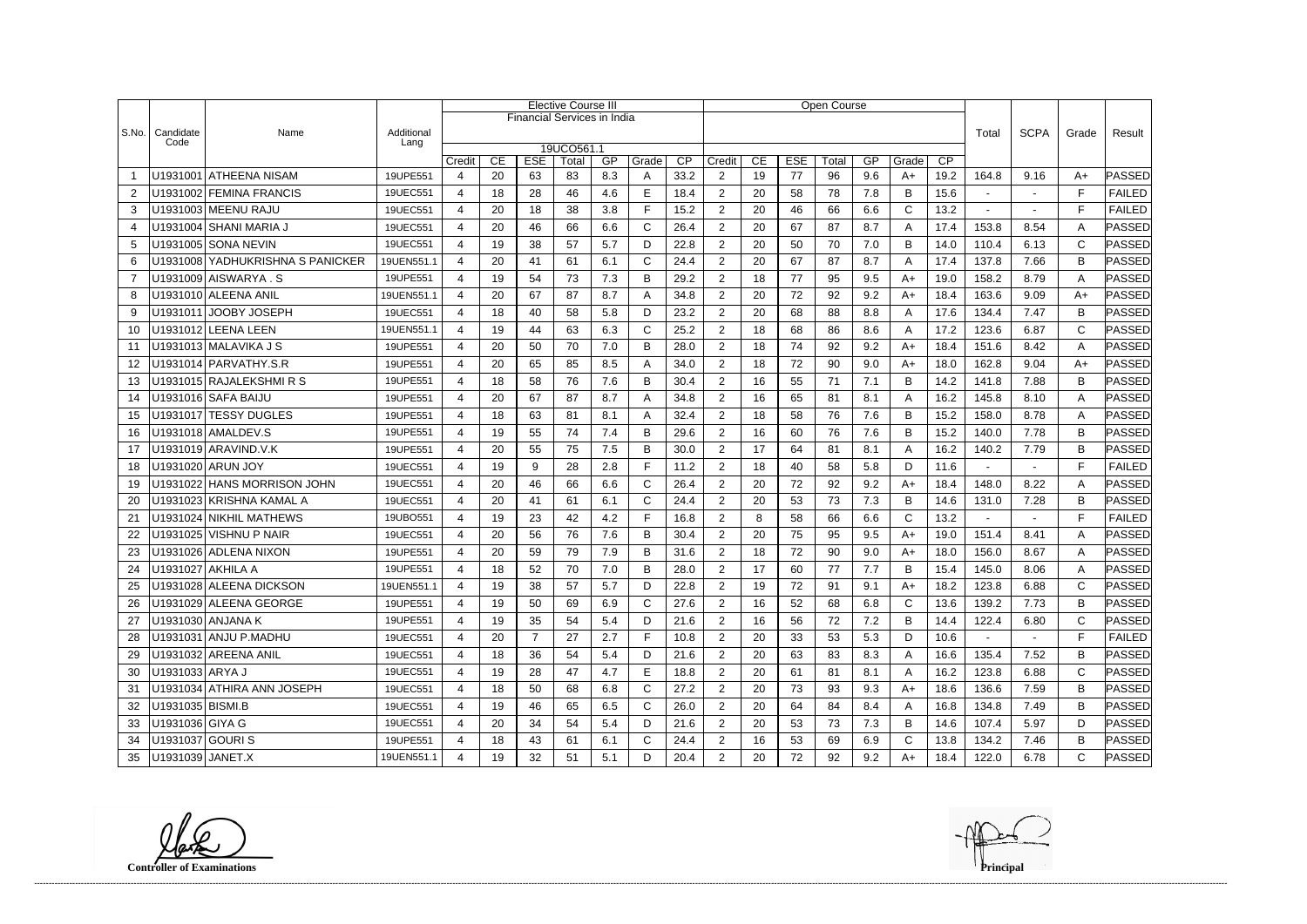| S.No. | Candidate Code | Name | Additional Lang | Elective Course III | | | | | | | Open Course | | | | | | | | Total | SCPA | Grade | Result |
|---|---|---|---|---|---|---|---|---|---|---|---|---|---|---|---|---|---|---|---|---|---|---|
| | | | | Financial Services in India | | | | | | | | | | | | | | | | | | |
| | | | | 19UCO561.1 | | | | | | | | | | | | | | | | | | |
| | | | | Credit | CE | ESE | Total | GP | Grade | CP | Credit | CE | ESE | Total | GP | Grade | CP | | | | | |
| 1 | U1931001 | ATHEENA NISAM | 19UPE551 | 4 | 20 | 63 | 83 | 8.3 | A | 33.2 | 2 | 19 | 77 | 96 | 9.6 | A+ | 19.2 | 164.8 | 9.16 | A+ | PASSED |
| 2 | U1931002 | FEMINA FRANCIS | 19UEC551 | 4 | 18 | 28 | 46 | 4.6 | E | 18.4 | 2 | 20 | 58 | 78 | 7.8 | B | 15.6 | - | - | F | FAILED |
| 3 | U1931003 | MEENU RAJU | 19UEC551 | 4 | 20 | 18 | 38 | 3.8 | F | 15.2 | 2 | 20 | 46 | 66 | 6.6 | C | 13.2 | - | - | F | FAILED |
| 4 | U1931004 | SHANI MARIA J | 19UEC551 | 4 | 20 | 46 | 66 | 6.6 | C | 26.4 | 2 | 20 | 67 | 87 | 8.7 | A | 17.4 | 153.8 | 8.54 | A | PASSED |
| 5 | U1931005 | SONA NEVIN | 19UEC551 | 4 | 19 | 38 | 57 | 5.7 | D | 22.8 | 2 | 20 | 50 | 70 | 7.0 | B | 14.0 | 110.4 | 6.13 | C | PASSED |
| 6 | U1931008 | YADHUKRISHNA S PANICKER | 19UEN551.1 | 4 | 20 | 41 | 61 | 6.1 | C | 24.4 | 2 | 20 | 67 | 87 | 8.7 | A | 17.4 | 137.8 | 7.66 | B | PASSED |
| 7 | U1931009 | AISWARYA . S | 19UPE551 | 4 | 19 | 54 | 73 | 7.3 | B | 29.2 | 2 | 18 | 77 | 95 | 9.5 | A+ | 19.0 | 158.2 | 8.79 | A | PASSED |
| 8 | U1931010 | ALEENA ANIL | 19UEN551.1 | 4 | 20 | 67 | 87 | 8.7 | A | 34.8 | 2 | 20 | 72 | 92 | 9.2 | A+ | 18.4 | 163.6 | 9.09 | A+ | PASSED |
| 9 | U1931011 | JOOBY JOSEPH | 19UEC551 | 4 | 18 | 40 | 58 | 5.8 | D | 23.2 | 2 | 20 | 68 | 88 | 8.8 | A | 17.6 | 134.4 | 7.47 | B | PASSED |
| 10 | U1931012 | LEENA LEEN | 19UEN551.1 | 4 | 19 | 44 | 63 | 6.3 | C | 25.2 | 2 | 18 | 68 | 86 | 8.6 | A | 17.2 | 123.6 | 6.87 | C | PASSED |
| 11 | U1931013 | MALAVIKA J S | 19UPE551 | 4 | 20 | 50 | 70 | 7.0 | B | 28.0 | 2 | 18 | 74 | 92 | 9.2 | A+ | 18.4 | 151.6 | 8.42 | A | PASSED |
| 12 | U1931014 | PARVATHY.S.R | 19UPE551 | 4 | 20 | 65 | 85 | 8.5 | A | 34.0 | 2 | 18 | 72 | 90 | 9.0 | A+ | 18.0 | 162.8 | 9.04 | A+ | PASSED |
| 13 | U1931015 | RAJALEKSHMI R S | 19UPE551 | 4 | 18 | 58 | 76 | 7.6 | B | 30.4 | 2 | 16 | 55 | 71 | 7.1 | B | 14.2 | 141.8 | 7.88 | B | PASSED |
| 14 | U1931016 | SAFA BAIJU | 19UPE551 | 4 | 20 | 67 | 87 | 8.7 | A | 34.8 | 2 | 16 | 65 | 81 | 8.1 | A | 16.2 | 145.8 | 8.10 | A | PASSED |
| 15 | U1931017 | TESSY DUGLES | 19UPE551 | 4 | 18 | 63 | 81 | 8.1 | A | 32.4 | 2 | 18 | 58 | 76 | 7.6 | B | 15.2 | 158.0 | 8.78 | A | PASSED |
| 16 | U1931018 | AMALDEV.S | 19UPE551 | 4 | 19 | 55 | 74 | 7.4 | B | 29.6 | 2 | 16 | 60 | 76 | 7.6 | B | 15.2 | 140.0 | 7.78 | B | PASSED |
| 17 | U1931019 | ARAVIND.V.K | 19UPE551 | 4 | 20 | 55 | 75 | 7.5 | B | 30.0 | 2 | 17 | 64 | 81 | 8.1 | A | 16.2 | 140.2 | 7.79 | B | PASSED |
| 18 | U1931020 | ARUN JOY | 19UEC551 | 4 | 19 | 9 | 28 | 2.8 | F | 11.2 | 2 | 18 | 40 | 58 | 5.8 | D | 11.6 | - | - | F | FAILED |
| 19 | U1931022 | HANS MORRISON JOHN | 19UEC551 | 4 | 20 | 46 | 66 | 6.6 | C | 26.4 | 2 | 20 | 72 | 92 | 9.2 | A+ | 18.4 | 148.0 | 8.22 | A | PASSED |
| 20 | U1931023 | KRISHNA KAMAL A | 19UEC551 | 4 | 20 | 41 | 61 | 6.1 | C | 24.4 | 2 | 20 | 53 | 73 | 7.3 | B | 14.6 | 131.0 | 7.28 | B | PASSED |
| 21 | U1931024 | NIKHIL MATHEWS | 19UBO551 | 4 | 19 | 23 | 42 | 4.2 | F | 16.8 | 2 | 8 | 58 | 66 | 6.6 | C | 13.2 | - | - | F | FAILED |
| 22 | U1931025 | VISHNU P NAIR | 19UEC551 | 4 | 20 | 56 | 76 | 7.6 | B | 30.4 | 2 | 20 | 75 | 95 | 9.5 | A+ | 19.0 | 151.4 | 8.41 | A | PASSED |
| 23 | U1931026 | ADLENA NIXON | 19UPE551 | 4 | 20 | 59 | 79 | 7.9 | B | 31.6 | 2 | 18 | 72 | 90 | 9.0 | A+ | 18.0 | 156.0 | 8.67 | A | PASSED |
| 24 | U1931027 | AKHILA A | 19UPE551 | 4 | 18 | 52 | 70 | 7.0 | B | 28.0 | 2 | 17 | 60 | 77 | 7.7 | B | 15.4 | 145.0 | 8.06 | A | PASSED |
| 25 | U1931028 | ALEENA DICKSON | 19UEN551.1 | 4 | 19 | 38 | 57 | 5.7 | D | 22.8 | 2 | 19 | 72 | 91 | 9.1 | A+ | 18.2 | 123.8 | 6.88 | C | PASSED |
| 26 | U1931029 | ALEENA GEORGE | 19UPE551 | 4 | 19 | 50 | 69 | 6.9 | C | 27.6 | 2 | 16 | 52 | 68 | 6.8 | C | 13.6 | 139.2 | 7.73 | B | PASSED |
| 27 | U1931030 | ANJANA K | 19UPE551 | 4 | 19 | 35 | 54 | 5.4 | D | 21.6 | 2 | 16 | 56 | 72 | 7.2 | B | 14.4 | 122.4 | 6.80 | C | PASSED |
| 28 | U1931031 | ANJU P.MADHU | 19UEC551 | 4 | 20 | 7 | 27 | 2.7 | F | 10.8 | 2 | 20 | 33 | 53 | 5.3 | D | 10.6 | - | - | F | FAILED |
| 29 | U1931032 | AREENA ANIL | 19UEC551 | 4 | 18 | 36 | 54 | 5.4 | D | 21.6 | 2 | 20 | 63 | 83 | 8.3 | A | 16.6 | 135.4 | 7.52 | B | PASSED |
| 30 | U1931033 | ARYA J | 19UEC551 | 4 | 19 | 28 | 47 | 4.7 | E | 18.8 | 2 | 20 | 61 | 81 | 8.1 | A | 16.2 | 123.8 | 6.88 | C | PASSED |
| 31 | U1931034 | ATHIRA ANN JOSEPH | 19UEC551 | 4 | 18 | 50 | 68 | 6.8 | C | 27.2 | 2 | 20 | 73 | 93 | 9.3 | A+ | 18.6 | 136.6 | 7.59 | B | PASSED |
| 32 | U1931035 | BISMI.B | 19UEC551 | 4 | 19 | 46 | 65 | 6.5 | C | 26.0 | 2 | 20 | 64 | 84 | 8.4 | A | 16.8 | 134.8 | 7.49 | B | PASSED |
| 33 | U1931036 | GIYA G | 19UEC551 | 4 | 20 | 34 | 54 | 5.4 | D | 21.6 | 2 | 20 | 53 | 73 | 7.3 | B | 14.6 | 107.4 | 5.97 | D | PASSED |
| 34 | U1931037 | GOURI S | 19UPE551 | 4 | 18 | 43 | 61 | 6.1 | C | 24.4 | 2 | 16 | 53 | 69 | 6.9 | C | 13.8 | 134.2 | 7.46 | B | PASSED |
| 35 | U1931039 | JANET.X | 19UEN551.1 | 4 | 19 | 32 | 51 | 5.1 | D | 20.4 | 2 | 20 | 72 | 92 | 9.2 | A+ | 18.4 | 122.0 | 6.78 | C | PASSED |

**Controller of Examinations**

**Principal**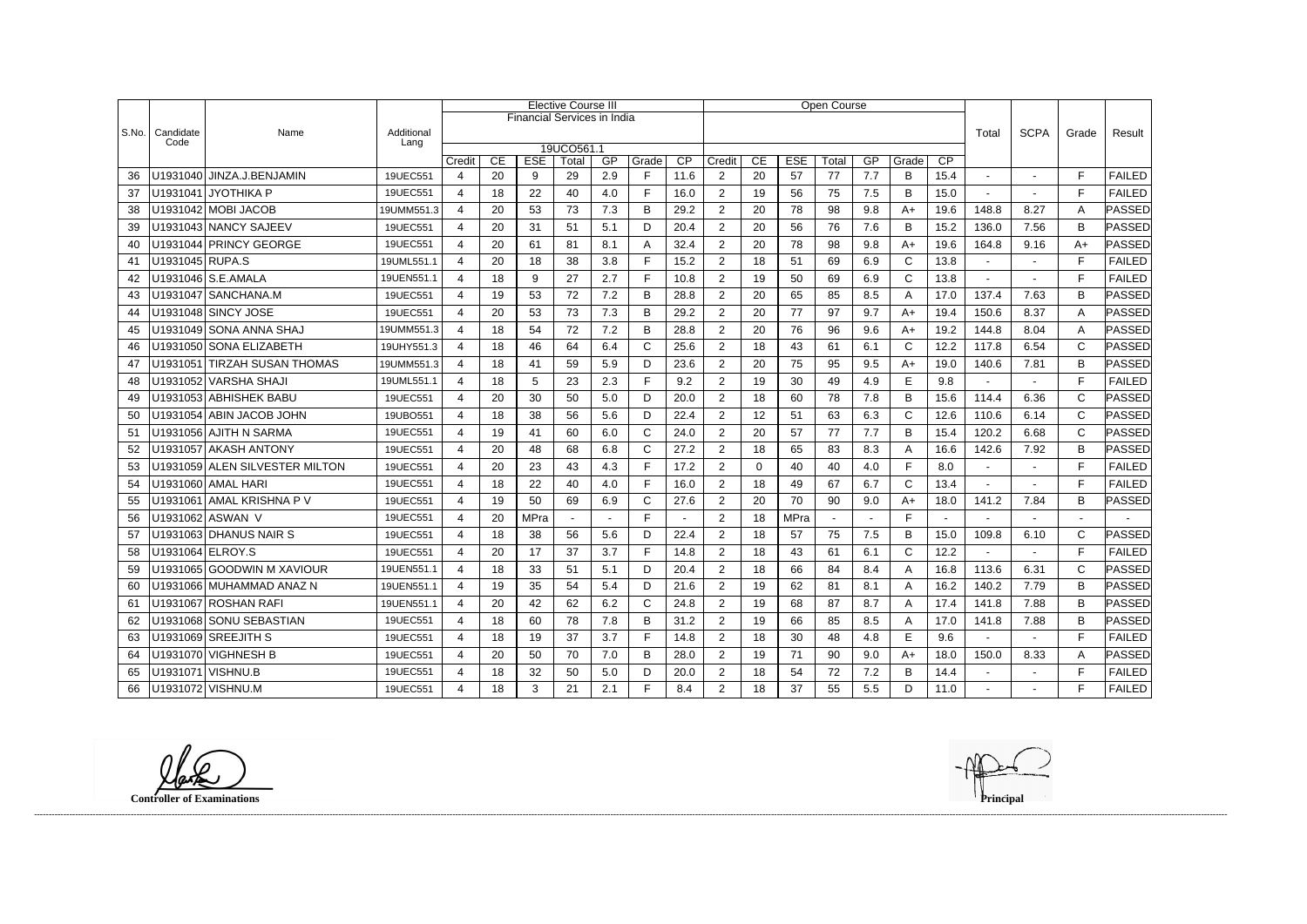| S.No. | Candidate Code | Name | Additional Lang | Elective Course III | | | | | | | Open Course | | | | | | | Total | SCPA | Grade | Result |
|---|---|---|---|---|---|---|---|---|---|---|---|---|---|---|---|---|---|---|---|---|---|
| | | | | Financial Services in India | | | | | | | | | | | | | | | | | |
| | | | | 19UCO561.1 | | | | | | | | | | | | | | | | | |
| | | | | Credit | CE | ESE | Total | GP | Grade | CP | Credit | CE | ESE | Total | GP | Grade | CP | | | | |
| 36 | U1931040 | JINZA.J.BENJAMIN | 19UEC551 | 4 | 20 | 9 | 29 | 2.9 | F | 11.6 | 2 | 20 | 57 | 77 | 7.7 | B | 15.4 | - | - | F | FAILED |
| 37 | U1931041 | JYOTHIKA P | 19UEC551 | 4 | 18 | 22 | 40 | 4.0 | F | 16.0 | 2 | 19 | 56 | 75 | 7.5 | B | 15.0 | - | - | F | FAILED |
| 38 | U1931042 | MOBI JACOB | 19UMM551.3 | 4 | 20 | 53 | 73 | 7.3 | B | 29.2 | 2 | 20 | 78 | 98 | 9.8 | A+ | 19.6 | 148.8 | 8.27 | A | PASSED |
| 39 | U1931043 | NANCY SAJEEV | 19UEC551 | 4 | 20 | 31 | 51 | 5.1 | D | 20.4 | 2 | 20 | 56 | 76 | 7.6 | B | 15.2 | 136.0 | 7.56 | B | PASSED |
| 40 | U1931044 | PRINCY GEORGE | 19UEC551 | 4 | 20 | 61 | 81 | 8.1 | A | 32.4 | 2 | 20 | 78 | 98 | 9.8 | A+ | 19.6 | 164.8 | 9.16 | A+ | PASSED |
| 41 | U1931045 | RUPA.S | 19UML551.1 | 4 | 20 | 18 | 38 | 3.8 | F | 15.2 | 2 | 18 | 51 | 69 | 6.9 | C | 13.8 | - | - | F | FAILED |
| 42 | U1931046 | S.E.AMALA | 19UEN551.1 | 4 | 18 | 9 | 27 | 2.7 | F | 10.8 | 2 | 19 | 50 | 69 | 6.9 | C | 13.8 | - | - | F | FAILED |
| 43 | U1931047 | SANCHANA.M | 19UEC551 | 4 | 19 | 53 | 72 | 7.2 | B | 28.8 | 2 | 20 | 65 | 85 | 8.5 | A | 17.0 | 137.4 | 7.63 | B | PASSED |
| 44 | U1931048 | SINCY JOSE | 19UEC551 | 4 | 20 | 53 | 73 | 7.3 | B | 29.2 | 2 | 20 | 77 | 97 | 9.7 | A+ | 19.4 | 150.6 | 8.37 | A | PASSED |
| 45 | U1931049 | SONA ANNA SHAJ | 19UMM551.3 | 4 | 18 | 54 | 72 | 7.2 | B | 28.8 | 2 | 20 | 76 | 96 | 9.6 | A+ | 19.2 | 144.8 | 8.04 | A | PASSED |
| 46 | U1931050 | SONA ELIZABETH | 19UHY551.3 | 4 | 18 | 46 | 64 | 6.4 | C | 25.6 | 2 | 18 | 43 | 61 | 6.1 | C | 12.2 | 117.8 | 6.54 | C | PASSED |
| 47 | U1931051 | TIRZAH SUSAN THOMAS | 19UMM551.3 | 4 | 18 | 41 | 59 | 5.9 | D | 23.6 | 2 | 20 | 75 | 95 | 9.5 | A+ | 19.0 | 140.6 | 7.81 | B | PASSED |
| 48 | U1931052 | VARSHA SHAJI | 19UML551.1 | 4 | 18 | 5 | 23 | 2.3 | F | 9.2 | 2 | 19 | 30 | 49 | 4.9 | E | 9.8 | - | - | F | FAILED |
| 49 | U1931053 | ABHISHEK BABU | 19UEC551 | 4 | 20 | 30 | 50 | 5.0 | D | 20.0 | 2 | 18 | 60 | 78 | 7.8 | B | 15.6 | 114.4 | 6.36 | C | PASSED |
| 50 | U1931054 | ABIN JACOB JOHN | 19UBO551 | 4 | 18 | 38 | 56 | 5.6 | D | 22.4 | 2 | 12 | 51 | 63 | 6.3 | C | 12.6 | 110.6 | 6.14 | C | PASSED |
| 51 | U1931056 | AJITH N SARMA | 19UEC551 | 4 | 19 | 41 | 60 | 6.0 | C | 24.0 | 2 | 20 | 57 | 77 | 7.7 | B | 15.4 | 120.2 | 6.68 | C | PASSED |
| 52 | U1931057 | AKASH ANTONY | 19UEC551 | 4 | 20 | 48 | 68 | 6.8 | C | 27.2 | 2 | 18 | 65 | 83 | 8.3 | A | 16.6 | 142.6 | 7.92 | B | PASSED |
| 53 | U1931059 | ALEN SILVESTER MILTON | 19UEC551 | 4 | 20 | 23 | 43 | 4.3 | F | 17.2 | 2 | 0 | 40 | 40 | 4.0 | F | 8.0 | - | - | F | FAILED |
| 54 | U1931060 | AMAL HARI | 19UEC551 | 4 | 18 | 22 | 40 | 4.0 | F | 16.0 | 2 | 18 | 49 | 67 | 6.7 | C | 13.4 | - | - | F | FAILED |
| 55 | U1931061 | AMAL KRISHNA P V | 19UEC551 | 4 | 19 | 50 | 69 | 6.9 | C | 27.6 | 2 | 20 | 70 | 90 | 9.0 | A+ | 18.0 | 141.2 | 7.84 | B | PASSED |
| 56 | U1931062 | ASWAN V | 19UEC551 | 4 | 20 | MPra | - | - | F | - | 2 | 18 | MPra | - | - | F | - | - | - | - | - |
| 57 | U1931063 | DHANUS NAIR S | 19UEC551 | 4 | 18 | 38 | 56 | 5.6 | D | 22.4 | 2 | 18 | 57 | 75 | 7.5 | B | 15.0 | 109.8 | 6.10 | C | PASSED |
| 58 | U1931064 | ELROY.S | 19UEC551 | 4 | 20 | 17 | 37 | 3.7 | F | 14.8 | 2 | 18 | 43 | 61 | 6.1 | C | 12.2 | - | - | F | FAILED |
| 59 | U1931065 | GOODWIN M XAVIOUR | 19UEN551.1 | 4 | 18 | 33 | 51 | 5.1 | D | 20.4 | 2 | 18 | 66 | 84 | 8.4 | A | 16.8 | 113.6 | 6.31 | C | PASSED |
| 60 | U1931066 | MUHAMMAD ANAZ N | 19UEN551.1 | 4 | 19 | 35 | 54 | 5.4 | D | 21.6 | 2 | 19 | 62 | 81 | 8.1 | A | 16.2 | 140.2 | 7.79 | B | PASSED |
| 61 | U1931067 | ROSHAN RAFI | 19UEN551.1 | 4 | 20 | 42 | 62 | 6.2 | C | 24.8 | 2 | 19 | 68 | 87 | 8.7 | A | 17.4 | 141.8 | 7.88 | B | PASSED |
| 62 | U1931068 | SONU SEBASTIAN | 19UEC551 | 4 | 18 | 60 | 78 | 7.8 | B | 31.2 | 2 | 19 | 66 | 85 | 8.5 | A | 17.0 | 141.8 | 7.88 | B | PASSED |
| 63 | U1931069 | SREEJITH S | 19UEC551 | 4 | 18 | 19 | 37 | 3.7 | F | 14.8 | 2 | 18 | 30 | 48 | 4.8 | E | 9.6 | - | - | F | FAILED |
| 64 | U1931070 | VIGHNESH B | 19UEC551 | 4 | 20 | 50 | 70 | 7.0 | B | 28.0 | 2 | 19 | 71 | 90 | 9.0 | A+ | 18.0 | 150.0 | 8.33 | A | PASSED |
| 65 | U1931071 | VISHNU.B | 19UEC551 | 4 | 18 | 32 | 50 | 5.0 | D | 20.0 | 2 | 18 | 54 | 72 | 7.2 | B | 14.4 | - | - | F | FAILED |
| 66 | U1931072 | VISHNU.M | 19UEC551 | 4 | 18 | 3 | 21 | 2.1 | F | 8.4 | 2 | 18 | 37 | 55 | 5.5 | D | 11.0 | - | - | F | FAILED |

**Controller of Examinations**

**Principal**